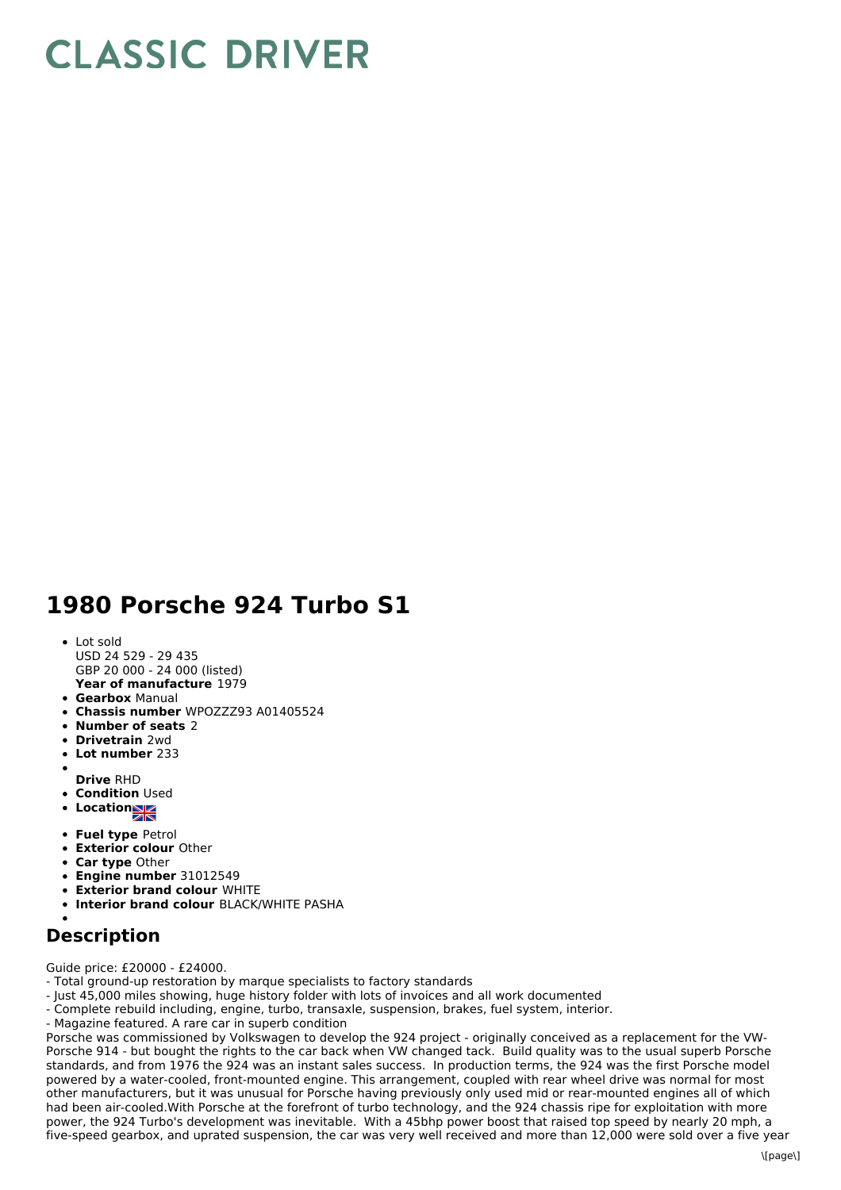# CLASSIC DRIVER

# 1980 Porsche 924 Turbo S1

- Lot sold
  USD 24 529 - 29 435
  GBP 20 000 - 24 000 (listed)
  **Year of manufacture** 1979
- **Gearbox** Manual
- **Chassis number** WPOZZZ93 A01405524
- **Number of seats** 2
- **Drivetrain** 2wd
- **Lot number** 233
- **Drive** RHD
- **Condition** Used
- **Location**
- **Fuel type** Petrol
- **Exterior colour** Other
- **Car type** Other
- **Engine number** 31012549
- **Exterior brand colour** WHITE
- **Interior brand colour** BLACK/WHITE PASHA

## Description

Guide price: £20000 - £24000.
- Total ground-up restoration by marque specialists to factory standards
- Just 45,000 miles showing, huge history folder with lots of invoices and all work documented
- Complete rebuild including, engine, turbo, transaxle, suspension, brakes, fuel system, interior.
- Magazine featured. A rare car in superb condition

Porsche was commissioned by Volkswagen to develop the 924 project - originally conceived as a replacement for the VW-Porsche 914 - but bought the rights to the car back when VW changed tack. Build quality was to the usual superb Porsche standards, and from 1976 the 924 was an instant sales success. In production terms, the 924 was the first Porsche model powered by a water-cooled, front-mounted engine. This arrangement, coupled with rear wheel drive was normal for most other manufacturers, but it was unusual for Porsche having previously only used mid or rear-mounted engines all of which had been air-cooled.With Porsche at the forefront of turbo technology, and the 924 chassis ripe for exploitation with more power, the 924 Turbo's development was inevitable. With a 45bhp power boost that raised top speed by nearly 20 mph, a five-speed gearbox, and uprated suspension, the car was very well received and more than 12,000 were sold over a five year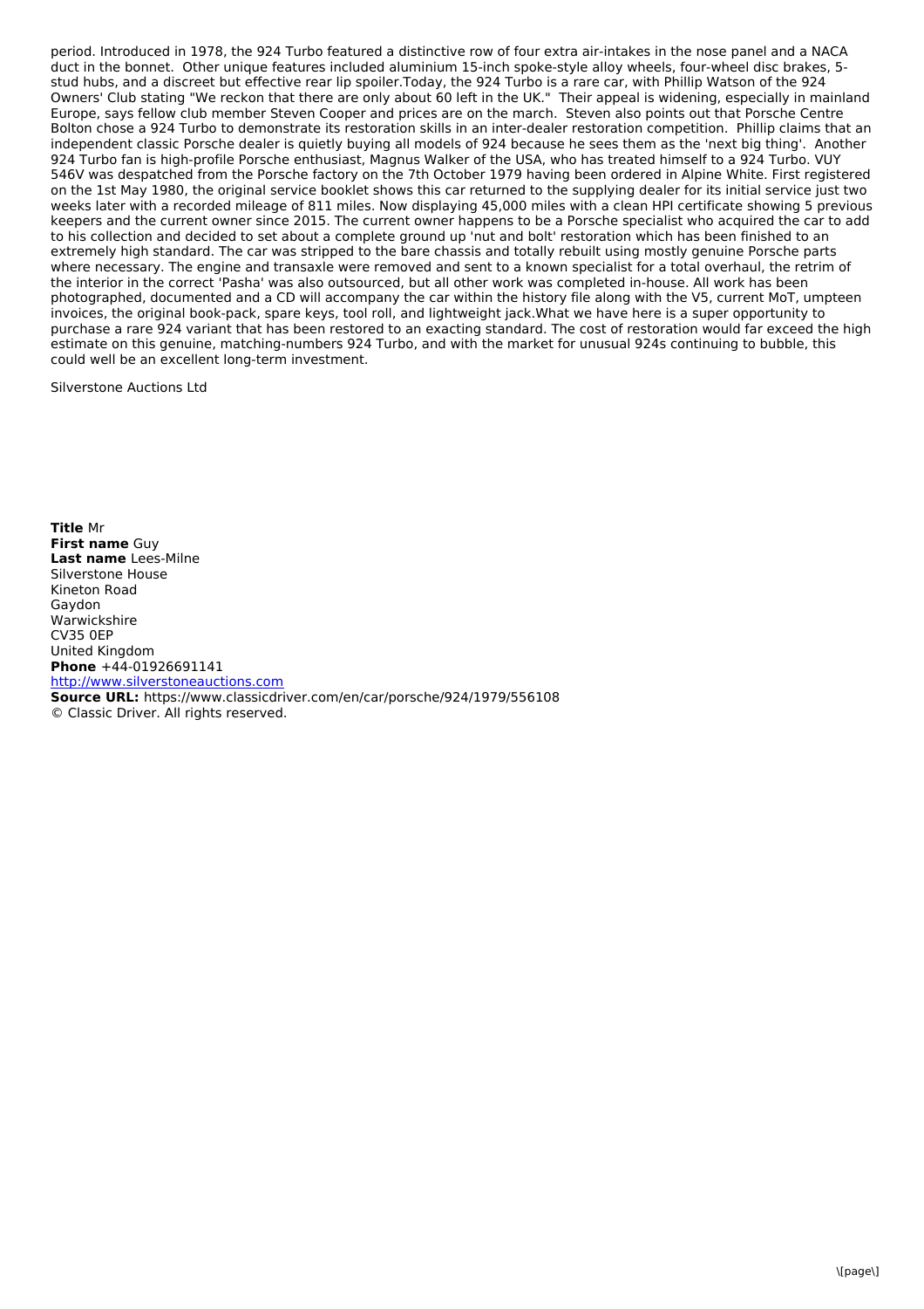period. Introduced in 1978, the 924 Turbo featured a distinctive row of four extra air-intakes in the nose panel and a NACA duct in the bonnet. Other unique features included aluminium 15-inch spoke-style alloy wheels, four-wheel disc brakes, 5-stud hubs, and a discreet but effective rear lip spoiler.Today, the 924 Turbo is a rare car, with Phillip Watson of the 924 Owners' Club stating "We reckon that there are only about 60 left in the UK." Their appeal is widening, especially in mainland Europe, says fellow club member Steven Cooper and prices are on the march. Steven also points out that Porsche Centre Bolton chose a 924 Turbo to demonstrate its restoration skills in an inter-dealer restoration competition. Phillip claims that an independent classic Porsche dealer is quietly buying all models of 924 because he sees them as the 'next big thing'. Another 924 Turbo fan is high-profile Porsche enthusiast, Magnus Walker of the USA, who has treated himself to a 924 Turbo. VUY 546V was despatched from the Porsche factory on the 7th October 1979 having been ordered in Alpine White. First registered on the 1st May 1980, the original service booklet shows this car returned to the supplying dealer for its initial service just two weeks later with a recorded mileage of 811 miles. Now displaying 45,000 miles with a clean HPI certificate showing 5 previous keepers and the current owner since 2015. The current owner happens to be a Porsche specialist who acquired the car to add to his collection and decided to set about a complete ground up 'nut and bolt' restoration which has been finished to an extremely high standard. The car was stripped to the bare chassis and totally rebuilt using mostly genuine Porsche parts where necessary. The engine and transaxle were removed and sent to a known specialist for a total overhaul, the retrim of the interior in the correct 'Pasha' was also outsourced, but all other work was completed in-house. All work has been photographed, documented and a CD will accompany the car within the history file along with the V5, current MoT, umpteen invoices, the original book-pack, spare keys, tool roll, and lightweight jack.What we have here is a super opportunity to purchase a rare 924 variant that has been restored to an exacting standard. The cost of restoration would far exceed the high estimate on this genuine, matching-numbers 924 Turbo, and with the market for unusual 924s continuing to bubble, this could well be an excellent long-term investment.

Silverstone Auctions Ltd

**Title** Mr
**First name** Guy
**Last name** Lees-Milne
Silverstone House
Kineton Road
Gaydon
Warwickshire
CV35 0EP
United Kingdom
**Phone** +44-01926691141
http://www.silverstoneauctions.com
**Source URL:** https://www.classicdriver.com/en/car/porsche/924/1979/556108
© Classic Driver. All rights reserved.